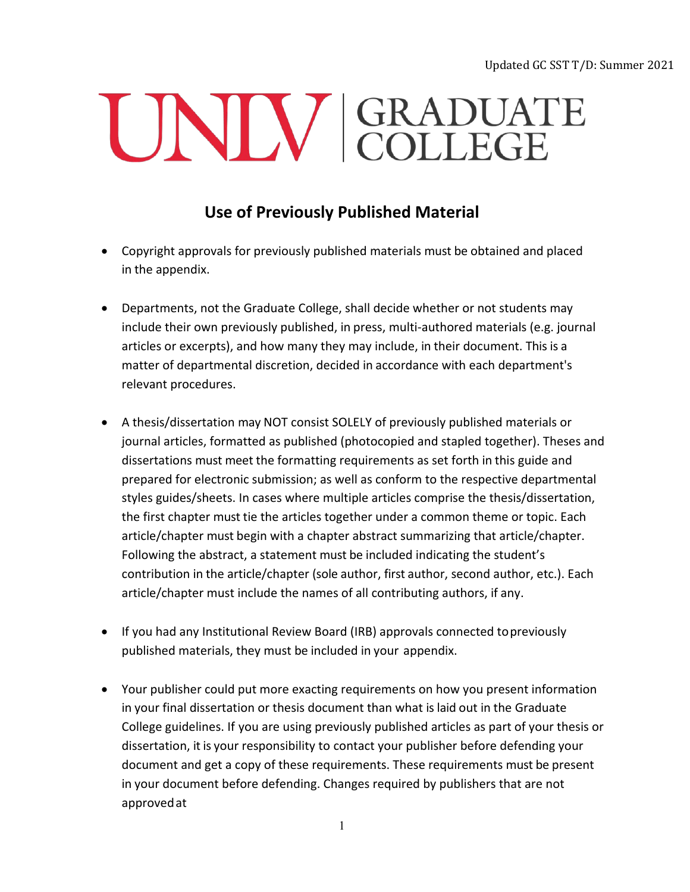Updated GC SST T/D: Summer 2021

UNLV | GRADUATE COLLEGE

## Use of Previously Published Material

- Copyright approvals for previously published materials must be obtained and placed in the appendix.

- Departments, not the Graduate College, shall decide whether or not students may include their own previously published, in press, multi-authored materials (e.g. journal articles or excerpts), and how many they may include, in their document. This is a matter of departmental discretion, decided in accordance with each department's relevant procedures.

- A thesis/dissertation may NOT consist SOLELY of previously published materials or journal articles, formatted as published (photocopied and stapled together). Theses and dissertations must meet the formatting requirements as set forth in this guide and prepared for electronic submission; as well as conform to the respective departmental styles guides/sheets. In cases where multiple articles comprise the thesis/dissertation, the first chapter must tie the articles together under a common theme or topic. Each article/chapter must begin with a chapter abstract summarizing that article/chapter. Following the abstract, a statement must be included indicating the student's contribution in the article/chapter (sole author, first author, second author, etc.). Each article/chapter must include the names of all contributing authors, if any.

- If you had any Institutional Review Board (IRB) approvals connected to previously published materials, they must be included in your appendix.

- Your publisher could put more exacting requirements on how you present information in your final dissertation or thesis document than what is laid out in the Graduate College guidelines. If you are using previously published articles as part of your thesis or dissertation, it is your responsibility to contact your publisher before defending your document and get a copy of these requirements. These requirements must be present in your document before defending. Changes required by publishers that are not approved at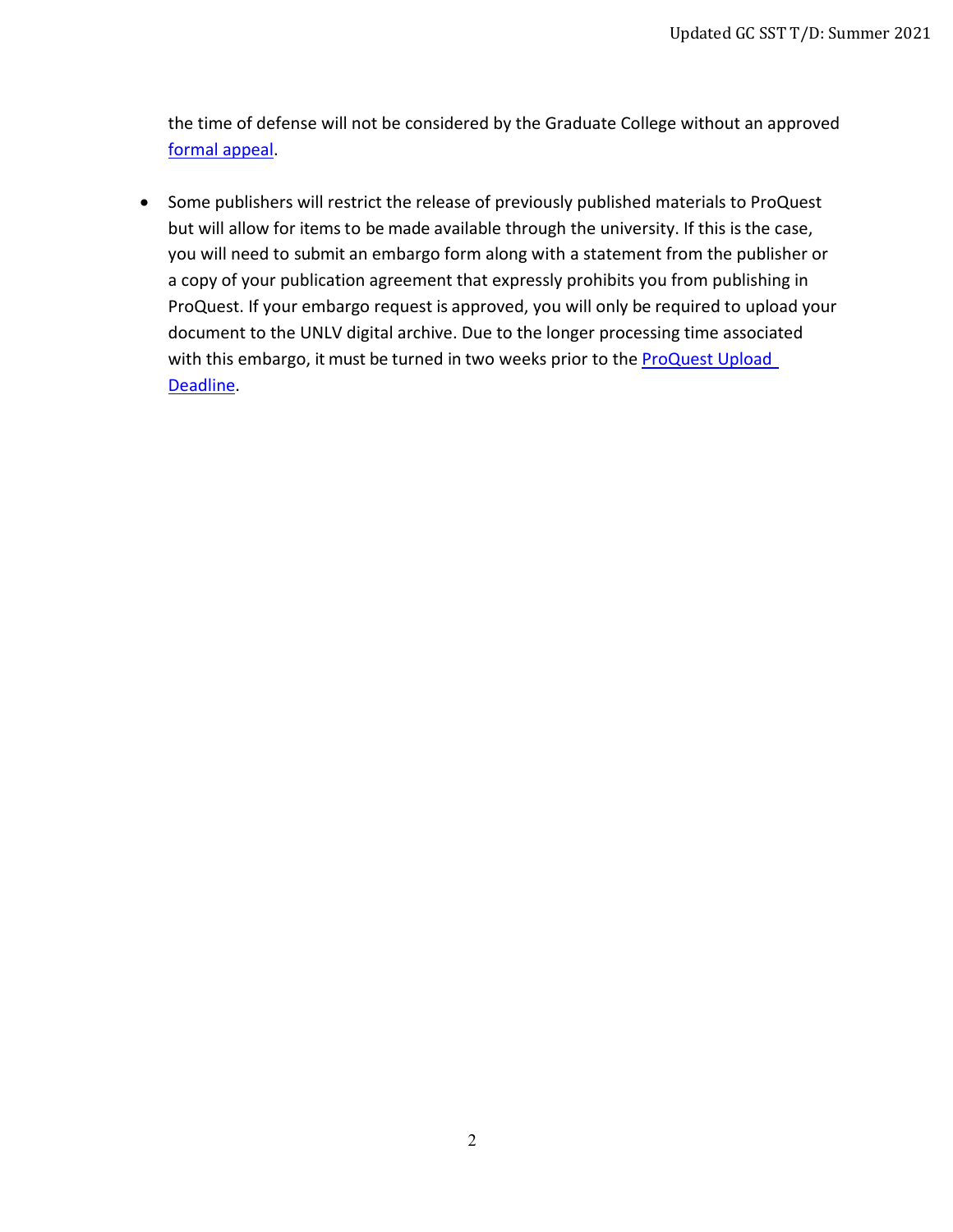the time of defense will not be considered by the Graduate College without an approved formal appeal.

- Some publishers will restrict the release of previously published materials to ProQuest but will allow for items to be made available through the university. If this is the case, you will need to submit an embargo form along with a statement from the publisher or a copy of your publication agreement that expressly prohibits you from publishing in ProQuest. If your embargo request is approved, you will only be required to upload your document to the UNLV digital archive. Due to the longer processing time associated with this embargo, it must be turned in two weeks prior to the ProQuest Upload Deadline.